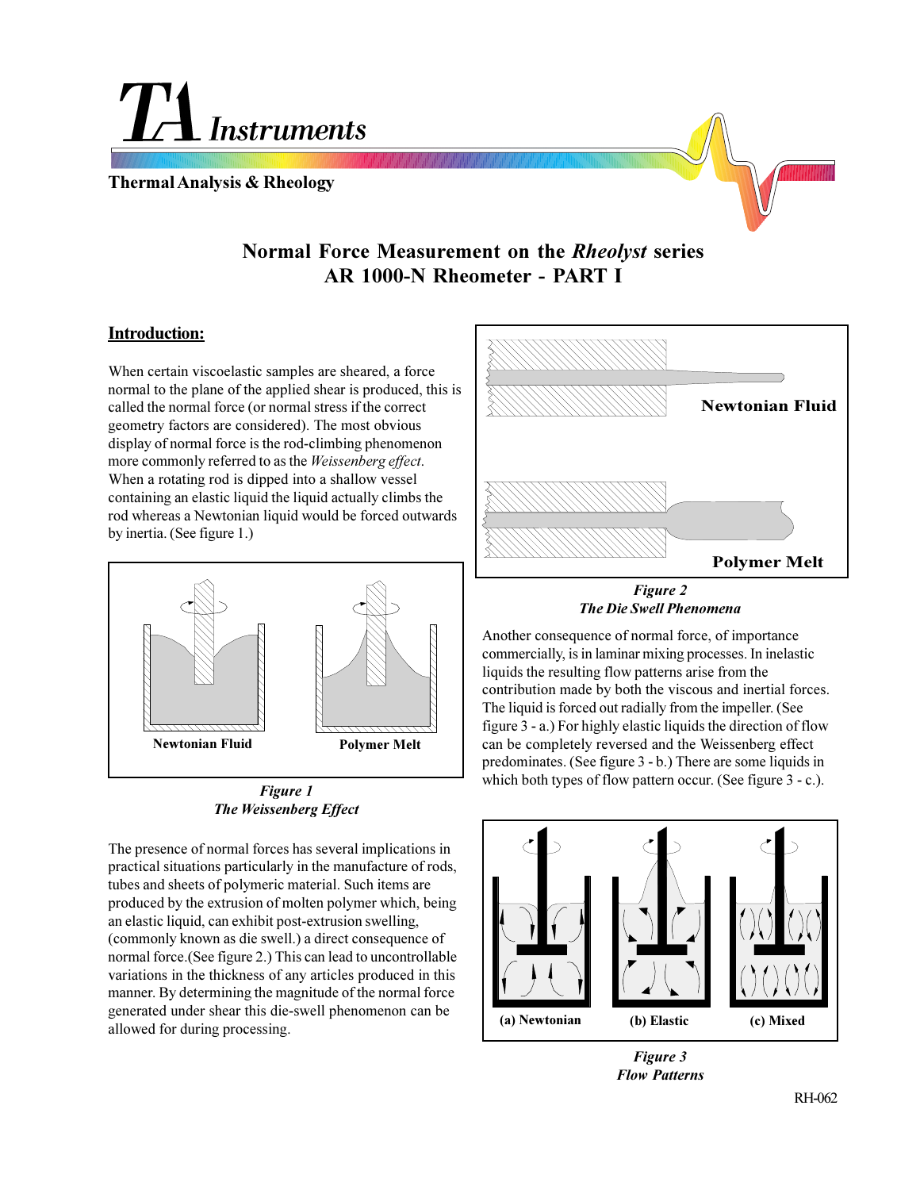# Normal Force Measurement on the *Rheolyst* series AR 1000-N Rheometer - PART I

## Introduction:

When certain viscoelastic samples are sheared, a force normal to the plane of the applied shear is produced, this is called the normal force (or normal stress if the correct geometry factors are considered). The most obvious display of normal force is the rod-climbing phenomenon more commonly referred to as the *Weissenberg effect*. When a rotating rod is dipped into a shallow vessel containing an elastic liquid the liquid actually climbs the rod whereas a Newtonian liquid would be forced outwards by inertia. (See figure 1.)

Newtonian Fluid — Polymer Melt

***Figure 1***
***The Weissenberg Effect***

The presence of normal forces has several implications in practical situations particularly in the manufacture of rods, tubes and sheets of polymeric material. Such items are produced by the extrusion of molten polymer which, being an elastic liquid, can exhibit post-extrusion swelling, (commonly known as die swell.) a direct consequence of normal force.(See figure 2.) This can lead to uncontrollable variations in the thickness of any articles produced in this manner. By determining the magnitude of the normal force generated under shear this die-swell phenomenon can be allowed for during processing.

Newtonian Fluid

Polymer Melt

***Figure 2***
***The Die Swell Phenomena***

Another consequence of normal force, of importance commercially, is in laminar mixing processes. In inelastic liquids the resulting flow patterns arise from the contribution made by both the viscous and inertial forces. The liquid is forced out radially from the impeller. (See figure 3 - a.) For highly elastic liquids the direction of flow can be completely reversed and the Weissenberg effect predominates. (See figure 3 - b.) There are some liquids in which both types of flow pattern occur. (See figure 3 - c.).

(a) Newtonian — (b) Elastic — (c) Mixed

***Figure 3***
***Flow Patterns***

RH-062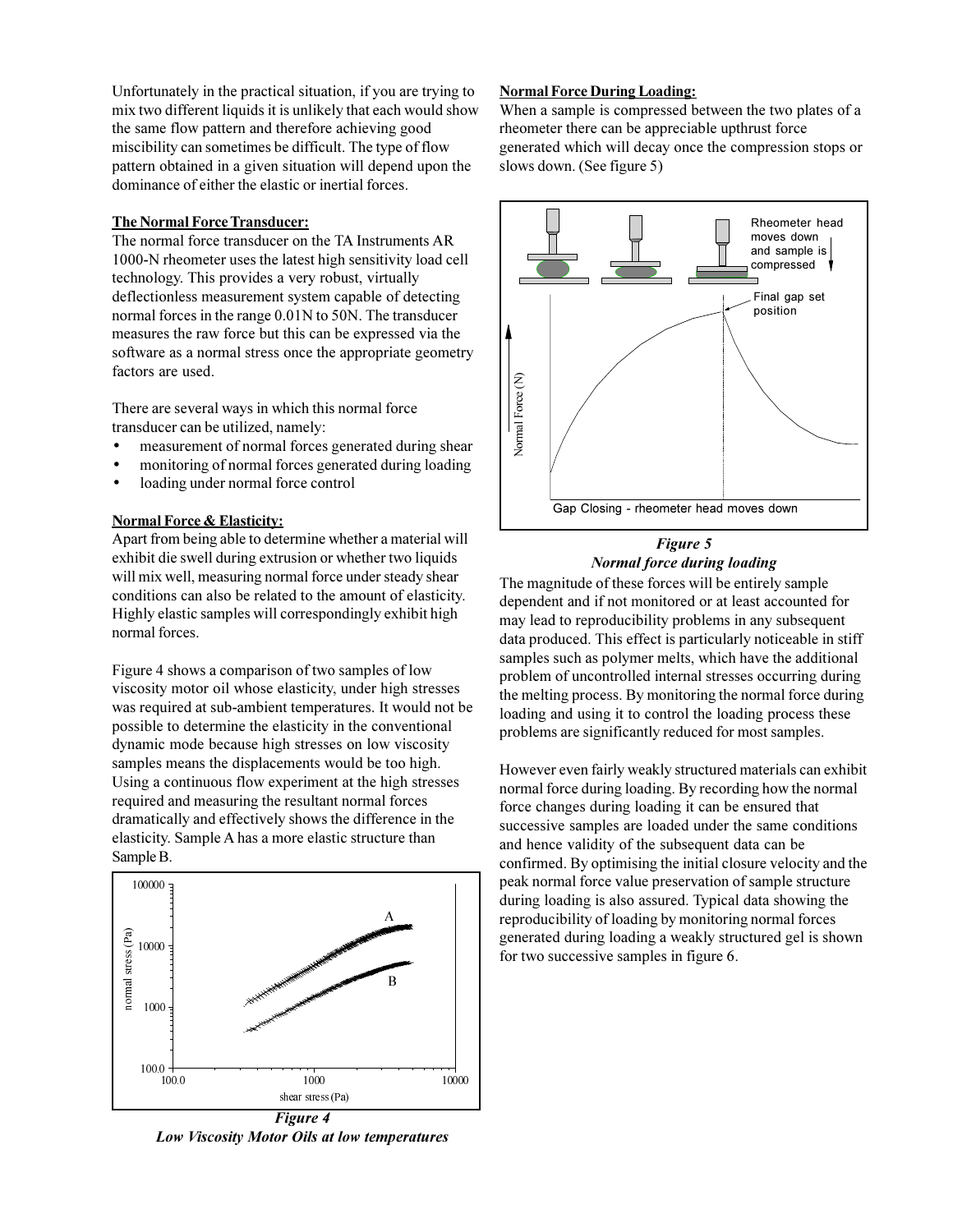Unfortunately in the practical situation, if you are trying to mix two different liquids it is unlikely that each would show the same flow pattern and therefore achieving good miscibility can sometimes be difficult. The type of flow pattern obtained in a given situation will depend upon the dominance of either the elastic or inertial forces.

**The Normal Force Transducer:**

The normal force transducer on the TA Instruments AR 1000-N rheometer uses the latest high sensitivity load cell technology. This provides a very robust, virtually deflectionless measurement system capable of detecting normal forces in the range 0.01N to 50N. The transducer measures the raw force but this can be expressed via the software as a normal stress once the appropriate geometry factors are used.

There are several ways in which this normal force transducer can be utilized, namely:

- measurement of normal forces generated during shear
- monitoring of normal forces generated during loading
- loading under normal force control

**Normal Force & Elasticity:**

Apart from being able to determine whether a material will exhibit die swell during extrusion or whether two liquids will mix well, measuring normal force under steady shear conditions can also be related to the amount of elasticity. Highly elastic samples will correspondingly exhibit high normal forces.

Figure 4 shows a comparison of two samples of low viscosity motor oil whose elasticity, under high stresses was required at sub-ambient temperatures. It would not be possible to determine the elasticity in the conventional dynamic mode because high stresses on low viscosity samples means the displacements would be too high. Using a continuous flow experiment at the high stresses required and measuring the resultant normal forces dramatically and effectively shows the difference in the elasticity. Sample A has a more elastic structure than Sample B.

***Figure 4***
***Low Viscosity Motor Oils at low temperatures***

**Normal Force During Loading:**

When a sample is compressed between the two plates of a rheometer there can be appreciable upthrust force generated which will decay once the compression stops or slows down. (See figure 5)

***Figure 5***
***Normal force during loading***

The magnitude of these forces will be entirely sample dependent and if not monitored or at least accounted for may lead to reproducibility problems in any subsequent data produced. This effect is particularly noticeable in stiff samples such as polymer melts, which have the additional problem of uncontrolled internal stresses occurring during the melting process. By monitoring the normal force during loading and using it to control the loading process these problems are significantly reduced for most samples.

However even fairly weakly structured materials can exhibit normal force during loading. By recording how the normal force changes during loading it can be ensured that successive samples are loaded under the same conditions and hence validity of the subsequent data can be confirmed. By optimising the initial closure velocity and the peak normal force value preservation of sample structure during loading is also assured. Typical data showing the reproducibility of loading by monitoring normal forces generated during loading a weakly structured gel is shown for two successive samples in figure 6.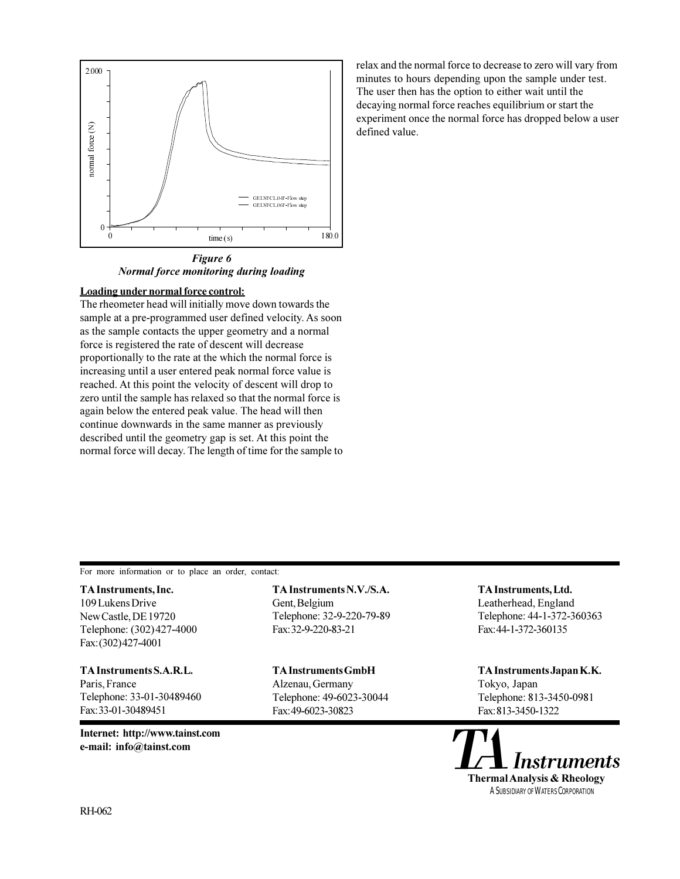2.000

normal force (N)

0

0

time (s)

180.0

GELNFCL04F-Flow step
GELNFCL06F-Flow step

***Figure 6***
***Normal force monitoring during loading***

**Loading under normal force control:**

The rheometer head will initially move down towards the sample at a pre-programmed user defined velocity. As soon as the sample contacts the upper geometry and a normal force is registered the rate of descent will decrease proportionally to the rate at the which the normal force is increasing until a user entered peak normal force value is reached. At this point the velocity of descent will drop to zero until the sample has relaxed so that the normal force is again below the entered peak value. The head will then continue downwards in the same manner as previously described until the geometry gap is set. At this point the normal force will decay. The length of time for the sample to relax and the normal force to decrease to zero will vary from minutes to hours depending upon the sample under test. The user then has the option to either wait until the decaying normal force reaches equilibrium or start the experiment once the normal force has dropped below a user defined value.

For more information or to place an order, contact:

**TA Instruments, Inc.**
109 Lukens Drive
New Castle, DE 19720
Telephone: (302) 427-4000
Fax: (302) 427-4001

**TA Instruments N.V./S.A.**
Gent, Belgium
Telephone: 32-9-220-79-89
Fax: 32-9-220-83-21

**TA Instruments, Ltd.**
Leatherhead, England
Telephone: 44-1-372-360363
Fax: 44-1-372-360135

**TA Instruments S.A.R.L.**
Paris, France
Telephone: 33-01-30489460
Fax: 33-01-30489451

**TA Instruments GmbH**
Alzenau, Germany
Telephone: 49-6023-30044
Fax: 49-6023-30823

**TA Instruments Japan K.K.**
Tokyo, Japan
Telephone: 813-3450-0981
Fax: 813-3450-1322

**Internet: http://www.tainst.com**
**e-mail: info@tainst.com**

TA Instruments
**Thermal Analysis & Rheology**
A SUBSIDIARY OF WATERS CORPORATION

RH-062